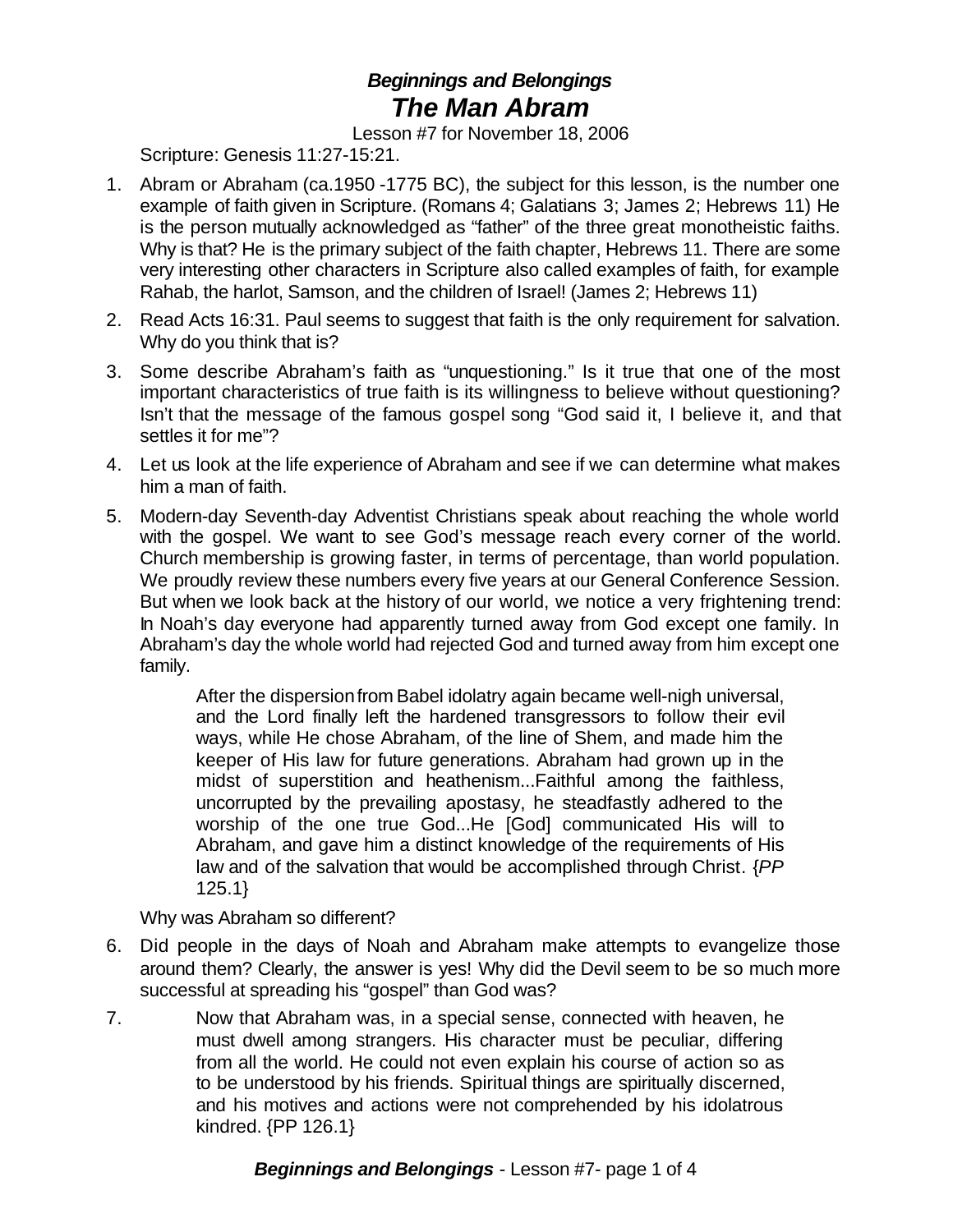# *Beginnings and Belongings*
# *The Man Abram*

Lesson #7 for November 18, 2006

Scripture: Genesis 11:27-15:21.

1. Abram or Abraham (ca.1950 -1775 BC), the subject for this lesson, is the number one example of faith given in Scripture. (Romans 4; Galatians 3; James 2; Hebrews 11) He is the person mutually acknowledged as "father" of the three great monotheistic faiths. Why is that? He is the primary subject of the faith chapter, Hebrews 11. There are some very interesting other characters in Scripture also called examples of faith, for example Rahab, the harlot, Samson, and the children of Israel! (James 2; Hebrews 11)
2. Read Acts 16:31. Paul seems to suggest that faith is the only requirement for salvation. Why do you think that is?
3. Some describe Abraham's faith as "unquestioning." Is it true that one of the most important characteristics of true faith is its willingness to believe without questioning? Isn't that the message of the famous gospel song "God said it, I believe it, and that settles it for me"?
4. Let us look at the life experience of Abraham and see if we can determine what makes him a man of faith.
5. Modern-day Seventh-day Adventist Christians speak about reaching the whole world with the gospel. We want to see God's message reach every corner of the world. Church membership is growing faster, in terms of percentage, than world population. We proudly review these numbers every five years at our General Conference Session. But when we look back at the history of our world, we notice a very frightening trend: In Noah's day everyone had apparently turned away from God except one family. In Abraham's day the whole world had rejected God and turned away from him except one family.

   > After the dispersion from Babel idolatry again became well-nigh universal, and the Lord finally left the hardened transgressors to follow their evil ways, while He chose Abraham, of the line of Shem, and made him the keeper of His law for future generations. Abraham had grown up in the midst of superstition and heathenism...Faithful among the faithless, uncorrupted by the prevailing apostasy, he steadfastly adhered to the worship of the one true God...He [God] communicated His will to Abraham, and gave him a distinct knowledge of the requirements of His law and of the salvation that would be accomplished through Christ. {*PP* 125.1}

   Why was Abraham so different?
6. Did people in the days of Noah and Abraham make attempts to evangelize those around them? Clearly, the answer is yes! Why did the Devil seem to be so much more successful at spreading his "gospel" than God was?
7. > Now that Abraham was, in a special sense, connected with heaven, he must dwell among strangers. His character must be peculiar, differing from all the world. He could not even explain his course of action so as to be understood by his friends. Spiritual things are spiritually discerned, and his motives and actions were not comprehended by his idolatrous kindred. {PP 126.1}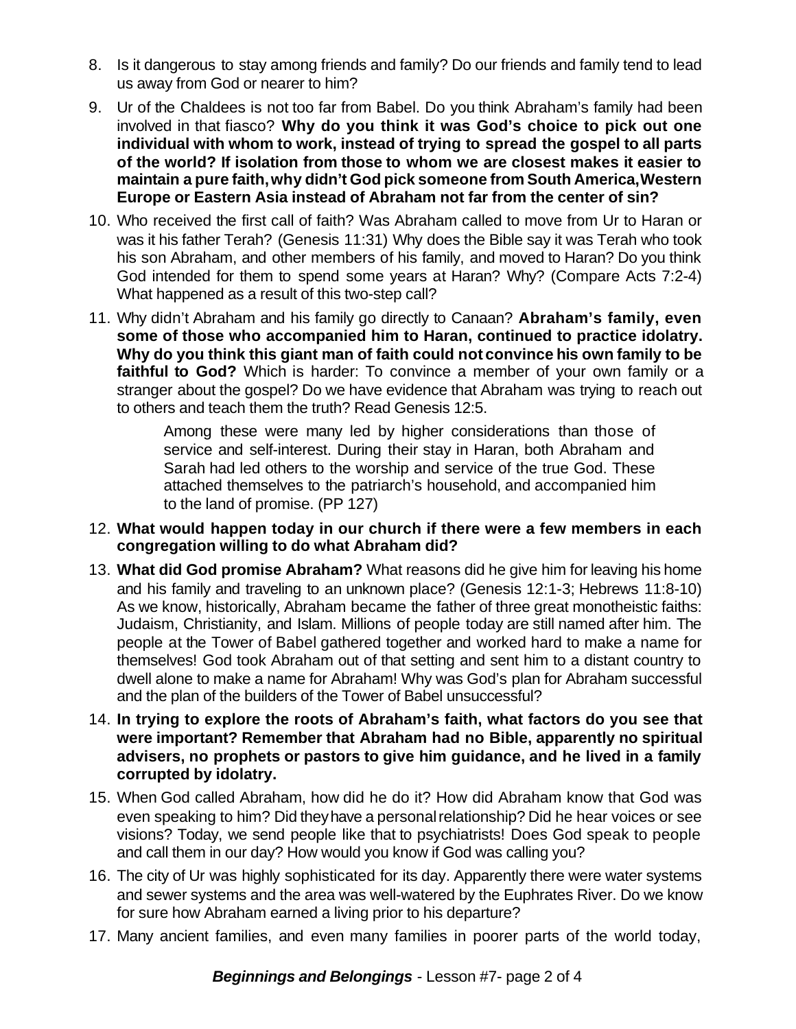8. Is it dangerous to stay among friends and family? Do our friends and family tend to lead us away from God or nearer to him?

9. Ur of the Chaldees is not too far from Babel. Do you think Abraham's family had been involved in that fiasco? **Why do you think it was God's choice to pick out one individual with whom to work, instead of trying to spread the gospel to all parts of the world? If isolation from those to whom we are closest makes it easier to maintain a pure faith, why didn't God pick someone from South America, Western Europe or Eastern Asia instead of Abraham not far from the center of sin?**

10. Who received the first call of faith? Was Abraham called to move from Ur to Haran or was it his father Terah? (Genesis 11:31) Why does the Bible say it was Terah who took his son Abraham, and other members of his family, and moved to Haran? Do you think God intended for them to spend some years at Haran? Why? (Compare Acts 7:2-4) What happened as a result of this two-step call?

11. Why didn't Abraham and his family go directly to Canaan? **Abraham's family, even some of those who accompanied him to Haran, continued to practice idolatry. Why do you think this giant man of faith could not convince his own family to be faithful to God?** Which is harder: To convince a member of your own family or a stranger about the gospel? Do we have evidence that Abraham was trying to reach out to others and teach them the truth? Read Genesis 12:5.

    > Among these were many led by higher considerations than those of service and self-interest. During their stay in Haran, both Abraham and Sarah had led others to the worship and service of the true God. These attached themselves to the patriarch's household, and accompanied him to the land of promise. (PP 127)

12. **What would happen today in our church if there were a few members in each congregation willing to do what Abraham did?**

13. **What did God promise Abraham?** What reasons did he give him for leaving his home and his family and traveling to an unknown place? (Genesis 12:1-3; Hebrews 11:8-10) As we know, historically, Abraham became the father of three great monotheistic faiths: Judaism, Christianity, and Islam. Millions of people today are still named after him. The people at the Tower of Babel gathered together and worked hard to make a name for themselves! God took Abraham out of that setting and sent him to a distant country to dwell alone to make a name for Abraham! Why was God's plan for Abraham successful and the plan of the builders of the Tower of Babel unsuccessful?

14. **In trying to explore the roots of Abraham's faith, what factors do you see that were important? Remember that Abraham had no Bible, apparently no spiritual advisers, no prophets or pastors to give him guidance, and he lived in a family corrupted by idolatry.**

15. When God called Abraham, how did he do it? How did Abraham know that God was even speaking to him? Did they have a personal relationship? Did he hear voices or see visions? Today, we send people like that to psychiatrists! Does God speak to people and call them in our day? How would you know if God was calling you?

16. The city of Ur was highly sophisticated for its day. Apparently there were water systems and sewer systems and the area was well-watered by the Euphrates River. Do we know for sure how Abraham earned a living prior to his departure?

17. Many ancient families, and even many families in poorer parts of the world today,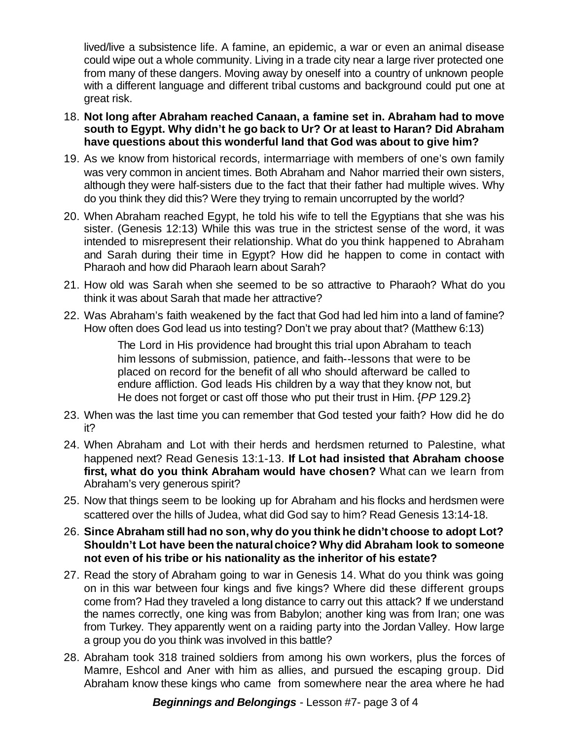lived/live a subsistence life. A famine, an epidemic, a war or even an animal disease could wipe out a whole community. Living in a trade city near a large river protected one from many of these dangers. Moving away by oneself into a country of unknown people with a different language and different tribal customs and background could put one at great risk.

18. **Not long after Abraham reached Canaan, a famine set in. Abraham had to move south to Egypt. Why didn't he go back to Ur? Or at least to Haran? Did Abraham have questions about this wonderful land that God was about to give him?**

19. As we know from historical records, intermarriage with members of one's own family was very common in ancient times. Both Abraham and Nahor married their own sisters, although they were half-sisters due to the fact that their father had multiple wives. Why do you think they did this? Were they trying to remain uncorrupted by the world?

20. When Abraham reached Egypt, he told his wife to tell the Egyptians that she was his sister. (Genesis 12:13) While this was true in the strictest sense of the word, it was intended to misrepresent their relationship. What do you think happened to Abraham and Sarah during their time in Egypt? How did he happen to come in contact with Pharaoh and how did Pharaoh learn about Sarah?

21. How old was Sarah when she seemed to be so attractive to Pharaoh? What do you think it was about Sarah that made her attractive?

22. Was Abraham's faith weakened by the fact that God had led him into a land of famine? How often does God lead us into testing? Don't we pray about that? (Matthew 6:13)

    > The Lord in His providence had brought this trial upon Abraham to teach him lessons of submission, patience, and faith--lessons that were to be placed on record for the benefit of all who should afterward be called to endure affliction. God leads His children by a way that they know not, but He does not forget or cast off those who put their trust in Him. {*PP* 129.2}

23. When was the last time you can remember that God tested your faith? How did he do it?

24. When Abraham and Lot with their herds and herdsmen returned to Palestine, what happened next? Read Genesis 13:1-13. **If Lot had insisted that Abraham choose first, what do you think Abraham would have chosen?** What can we learn from Abraham's very generous spirit?

25. Now that things seem to be looking up for Abraham and his flocks and herdsmen were scattered over the hills of Judea, what did God say to him? Read Genesis 13:14-18.

26. **Since Abraham still had no son, why do you think he didn't choose to adopt Lot? Shouldn't Lot have been the natural choice? Why did Abraham look to someone not even of his tribe or his nationality as the inheritor of his estate?**

27. Read the story of Abraham going to war in Genesis 14. What do you think was going on in this war between four kings and five kings? Where did these different groups come from? Had they traveled a long distance to carry out this attack? If we understand the names correctly, one king was from Babylon; another king was from Iran; one was from Turkey. They apparently went on a raiding party into the Jordan Valley. How large a group you do you think was involved in this battle?

28. Abraham took 318 trained soldiers from among his own workers, plus the forces of Mamre, Eshcol and Aner with him as allies, and pursued the escaping group. Did Abraham know these kings who came from somewhere near the area where he had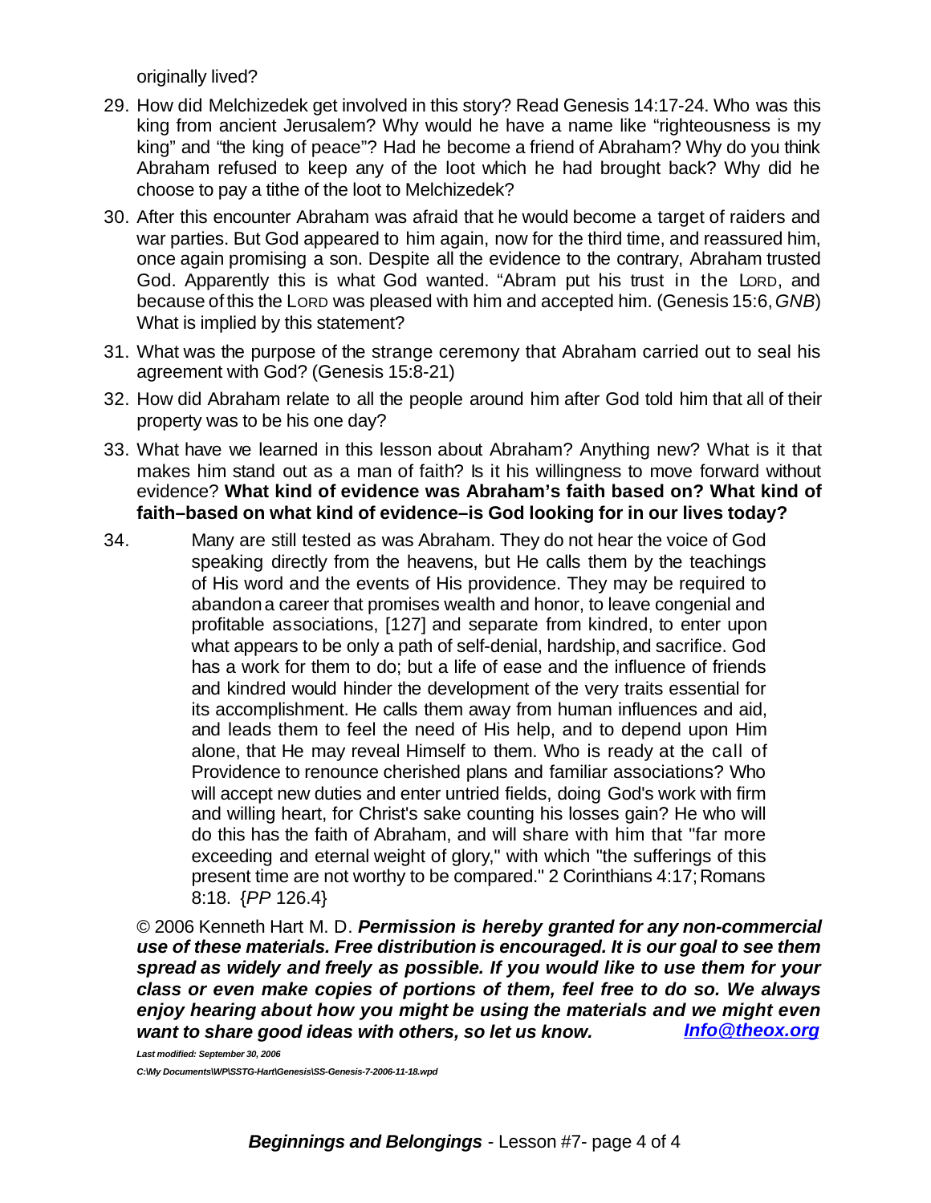originally lived?

29. How did Melchizedek get involved in this story? Read Genesis 14:17-24. Who was this king from ancient Jerusalem? Why would he have a name like "righteousness is my king" and "the king of peace"? Had he become a friend of Abraham? Why do you think Abraham refused to keep any of the loot which he had brought back? Why did he choose to pay a tithe of the loot to Melchizedek?

30. After this encounter Abraham was afraid that he would become a target of raiders and war parties. But God appeared to him again, now for the third time, and reassured him, once again promising a son. Despite all the evidence to the contrary, Abraham trusted God. Apparently this is what God wanted. "Abram put his trust in the LORD, and because of this the LORD was pleased with him and accepted him. (Genesis 15:6, *GNB*) What is implied by this statement?

31. What was the purpose of the strange ceremony that Abraham carried out to seal his agreement with God? (Genesis 15:8-21)

32. How did Abraham relate to all the people around him after God told him that all of their property was to be his one day?

33. What have we learned in this lesson about Abraham? Anything new? What is it that makes him stand out as a man of faith? Is it his willingness to move forward without evidence? **What kind of evidence was Abraham's faith based on? What kind of faith–based on what kind of evidence–is God looking for in our lives today?**

34. Many are still tested as was Abraham. They do not hear the voice of God speaking directly from the heavens, but He calls them by the teachings of His word and the events of His providence. They may be required to abandon a career that promises wealth and honor, to leave congenial and profitable associations, [127] and separate from kindred, to enter upon what appears to be only a path of self-denial, hardship, and sacrifice. God has a work for them to do; but a life of ease and the influence of friends and kindred would hinder the development of the very traits essential for its accomplishment. He calls them away from human influences and aid, and leads them to feel the need of His help, and to depend upon Him alone, that He may reveal Himself to them. Who is ready at the call of Providence to renounce cherished plans and familiar associations? Who will accept new duties and enter untried fields, doing God's work with firm and willing heart, for Christ's sake counting his losses gain? He who will do this has the faith of Abraham, and will share with him that "far more exceeding and eternal weight of glory," with which "the sufferings of this present time are not worthy to be compared." 2 Corinthians 4:17; Romans 8:18. {*PP* 126.4}

© 2006 Kenneth Hart M. D. ***Permission is hereby granted for any non-commercial use of these materials. Free distribution is encouraged. It is our goal to see them spread as widely and freely as possible. If you would like to use them for your class or even make copies of portions of them, feel free to do so. We always enjoy hearing about how you might be using the materials and we might even want to share good ideas with others, so let us know.*** ***Info@theox.org***

***Last modified: September 30, 2006***

***C:\My Documents\WP\SSTG-Hart\Genesis\SS-Genesis-7-2006-11-18.wpd***